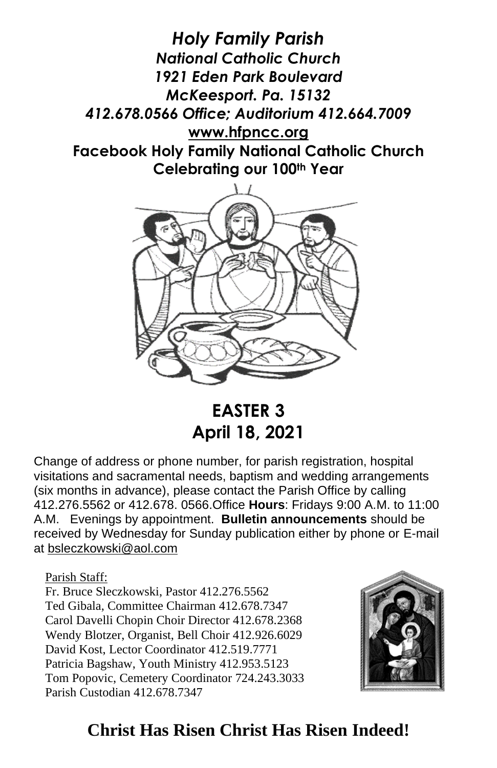# *Holy Family Parish*

***National Catholic Church***
***1921 Eden Park Boulevard***
***McKeesport. Pa. 15132***
***412.678.0566 Office; Auditorium 412.664.7009***
**www.hfpncc.org**
**Facebook Holy Family National Catholic Church**
**Celebrating our 100th Year**

## EASTER 3
## April 18, 2021

Change of address or phone number, for parish registration, hospital visitations and sacramental needs, baptism and wedding arrangements (six months in advance), please contact the Parish Office by calling 412.276.5562 or 412.678. 0566.Office **Hours**: Fridays 9:00 A.M. to 11:00 A.M. Evenings by appointment. **Bulletin announcements** should be received by Wednesday for Sunday publication either by phone or E-mail at bsleczkowski@aol.com

Parish Staff:
Fr. Bruce Sleczkowski, Pastor 412.276.5562
Ted Gibala, Committee Chairman 412.678.7347
Carol Davelli Chopin Choir Director 412.678.2368
Wendy Blotzer, Organist, Bell Choir 412.926.6029
David Kost, Lector Coordinator 412.519.7771
Patricia Bagshaw, Youth Ministry 412.953.5123
Tom Popovic, Cemetery Coordinator 724.243.3033
Parish Custodian 412.678.7347

## Christ Has Risen Christ Has Risen Indeed!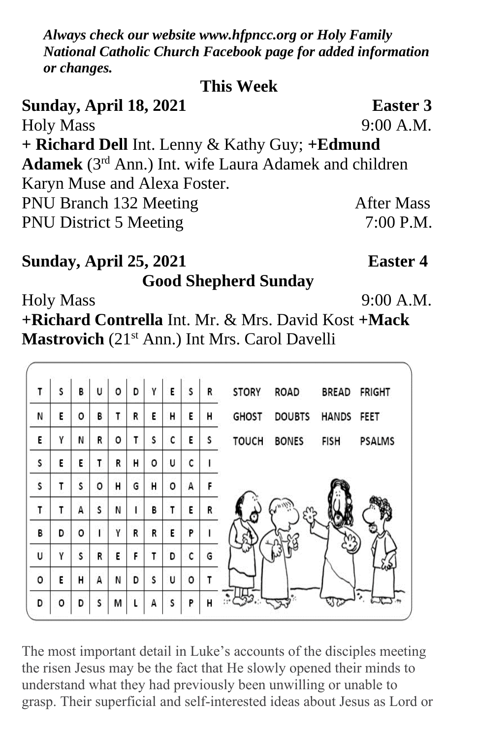***Always check our website www.hfpncc.org or Holy Family National Catholic Church Facebook page for added information or changes.***

## This Week

**Sunday, April 18, 2021** **Easter 3**

Holy Mass 9:00 A.M.

**+ Richard Dell** Int. Lenny & Kathy Guy; **+Edmund Adamek** (3rd Ann.) Int. wife Laura Adamek and children Karyn Muse and Alexa Foster.

PNU Branch 132 Meeting After Mass

PNU District 5 Meeting 7:00 P.M.

**Sunday, April 25, 2021** **Easter 4**

**Good Shepherd Sunday**

Holy Mass 9:00 A.M.

**+Richard Contrella** Int. Mr. & Mrs. David Kost **+Mack Mastrovich** (21st Ann.) Int Mrs. Carol Davelli

| | | | | | | | | | |
|---|---|---|---|---|---|---|---|---|---|
| T | S | B | U | O | D | Y | E | S | R |
| N | E | O | B | T | R | E | H | E | H |
| E | Y | N | R | O | T | S | C | E | S |
| S | E | E | T | R | H | O | U | C | I |
| S | T | S | O | H | G | H | O | A | F |
| T | T | A | S | N | I | B | T | E | R |
| B | D | O | I | Y | R | R | E | P | I |
| U | Y | S | R | E | F | T | D | C | G |
| O | E | H | A | N | D | S | U | O | T |
| D | O | D | S | M | L | A | S | P | H |

STORY ROAD BREAD FRIGHT

GHOST DOUBTS HANDS FEET

TOUCH BONES FISH PSALMS

The most important detail in Luke's accounts of the disciples meeting the risen Jesus may be the fact that He slowly opened their minds to understand what they had previously been unwilling or unable to grasp. Their superficial and self-interested ideas about Jesus as Lord or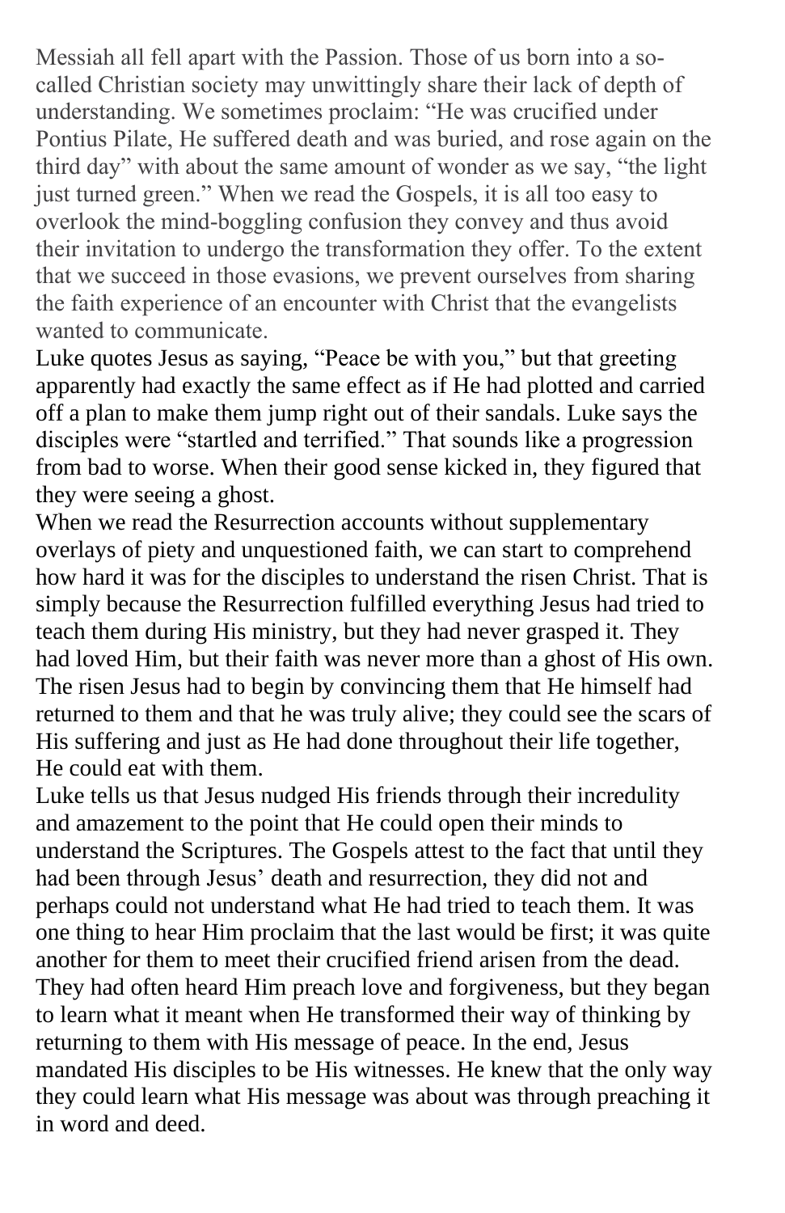Messiah all fell apart with the Passion. Those of us born into a so-called Christian society may unwittingly share their lack of depth of understanding. We sometimes proclaim: "He was crucified under Pontius Pilate, He suffered death and was buried, and rose again on the third day" with about the same amount of wonder as we say, "the light just turned green." When we read the Gospels, it is all too easy to overlook the mind-boggling confusion they convey and thus avoid their invitation to undergo the transformation they offer. To the extent that we succeed in those evasions, we prevent ourselves from sharing the faith experience of an encounter with Christ that the evangelists wanted to communicate.

Luke quotes Jesus as saying, "Peace be with you," but that greeting apparently had exactly the same effect as if He had plotted and carried off a plan to make them jump right out of their sandals. Luke says the disciples were "startled and terrified." That sounds like a progression from bad to worse. When their good sense kicked in, they figured that they were seeing a ghost.

When we read the Resurrection accounts without supplementary overlays of piety and unquestioned faith, we can start to comprehend how hard it was for the disciples to understand the risen Christ. That is simply because the Resurrection fulfilled everything Jesus had tried to teach them during His ministry, but they had never grasped it. They had loved Him, but their faith was never more than a ghost of His own. The risen Jesus had to begin by convincing them that He himself had returned to them and that he was truly alive; they could see the scars of His suffering and just as He had done throughout their life together, He could eat with them.

Luke tells us that Jesus nudged His friends through their incredulity and amazement to the point that He could open their minds to understand the Scriptures. The Gospels attest to the fact that until they had been through Jesus' death and resurrection, they did not and perhaps could not understand what He had tried to teach them. It was one thing to hear Him proclaim that the last would be first; it was quite another for them to meet their crucified friend arisen from the dead. They had often heard Him preach love and forgiveness, but they began to learn what it meant when He transformed their way of thinking by returning to them with His message of peace. In the end, Jesus mandated His disciples to be His witnesses. He knew that the only way they could learn what His message was about was through preaching it in word and deed.